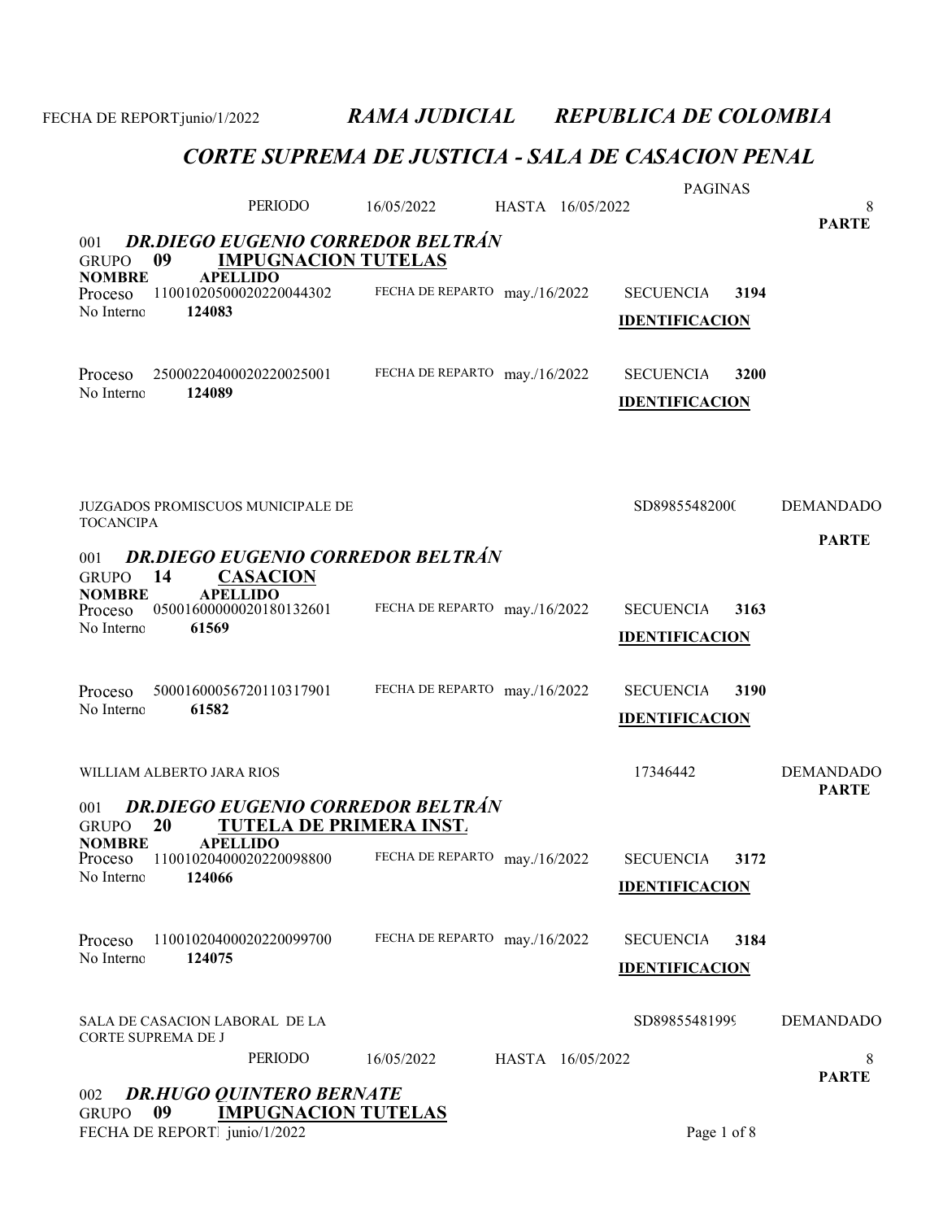FECHA DE REPORT junio/1/2022 ***RAMA JUDICIAL REPUBLICA DE COLOMBIA***

## *CORTE SUPREMA DE JUSTICIA - SALA DE CASACION PENAL*

PERIODO 16/05/2022 HASTA 16/05/2022 PAGINAS 8

**PARTE**

001 ***DR.DIEGO EUGENIO CORREDOR BELTRÁN***

GRUPO **09** **IMPUGNACION TUTELAS**

**NOMBRE** **APELLIDO**

Proceso 11001020500020220044302 FECHA DE REPARTO may./16/2022 SECUENCIA **3194**

No Interno **124083** **IDENTIFICACION**

Proceso 25000220400020220025001 FECHA DE REPARTO may./16/2022 SECUENCIA **3200**

No Interno **124089** **IDENTIFICACION**

JUZGADOS PROMISCUOS MUNICIPALE DE TOCANCIPA SD8985548200( DEMANDADO

**PARTE**

001 ***DR.DIEGO EUGENIO CORREDOR BELTRÁN***

GRUPO **14** **CASACION**

**NOMBRE** **APELLIDO**

Proceso 05001600000020180132601 FECHA DE REPARTO may./16/2022 SECUENCIA **3163**

No Interno **61569** **IDENTIFICACION**

Proceso 50001600056720110317901 FECHA DE REPARTO may./16/2022 SECUENCIA **3190**

No Interno **61582** **IDENTIFICACION**

WILLIAM ALBERTO JARA RIOS 17346442 DEMANDADO

**PARTE**

001 ***DR.DIEGO EUGENIO CORREDOR BELTRÁN***

GRUPO **20** **TUTELA DE PRIMERA INST.**

**NOMBRE** **APELLIDO**

Proceso 11001020400020220098800 FECHA DE REPARTO may./16/2022 SECUENCIA **3172**

No Interno **124066** **IDENTIFICACION**

Proceso 11001020400020220099700 FECHA DE REPARTO may./16/2022 SECUENCIA **3184**

No Interno **124075** **IDENTIFICACION**

SALA DE CASACION LABORAL DE LA CORTE SUPREMA DE J SD89855481999 DEMANDADO

PERIODO 16/05/2022 HASTA 16/05/2022 8

**PARTE**

002 ***DR.HUGO QUINTERO BERNATE***

GRUPO **09** **IMPUGNACION TUTELAS**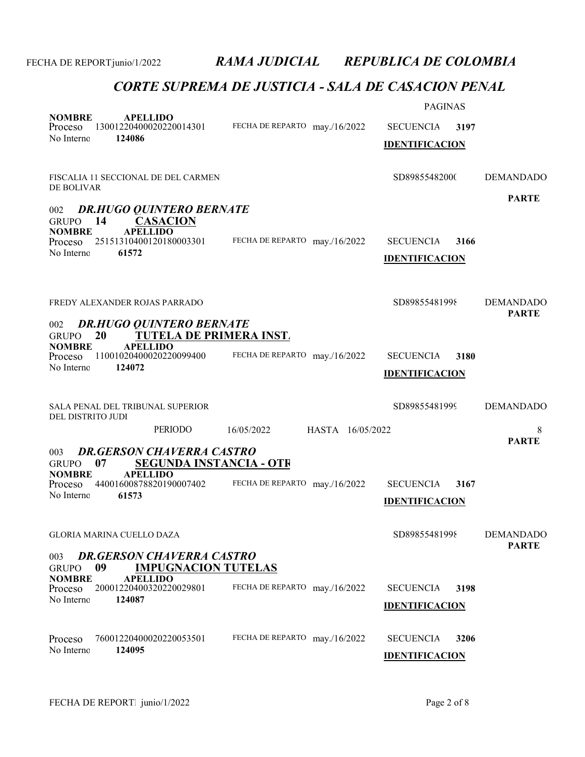## RAMA JUDICIAL REPUBLICA DE COLOMBIA

## CORTE SUPREMA DE JUSTICIA - SALA DE CASACION PENAL

FECHA DE REPORT junio/1/2022

PAGINAS

**NOMBRE** **APELLIDO**
Proceso 13001220400020220014301 FECHA DE REPARTO may./16/2022 SECUENCIA **3197**
No Interno **124086**
**IDENTIFICACION**

FISCALIA 11 SECCIONAL DE DEL CARMEN DE BOLIVAR — SD89855482000 — DEMANDADO

**PARTE**

002 ***DR.HUGO QUINTERO BERNATE***
GRUPO **14** **CASACION**

**NOMBRE** **APELLIDO**
Proceso 25151310400120180003301 FECHA DE REPARTO may./16/2022 SECUENCIA **3166**
No Interno **61572**
**IDENTIFICACION**

FREDY ALEXANDER ROJAS PARRADO — SD89855481998 — DEMANDADO

**PARTE**

002 ***DR.HUGO QUINTERO BERNATE***
GRUPO **20** **TUTELA DE PRIMERA INST.**

**NOMBRE** **APELLIDO**
Proceso 11001020400020220099400 FECHA DE REPARTO may./16/2022 SECUENCIA **3180**
No Interno **124072**
**IDENTIFICACION**

SALA PENAL DEL TRIBUNAL SUPERIOR DEL DISTRITO JUDI — SD89855481999 — DEMANDADO

PERIODO 16/05/2022 HASTA 16/05/2022 — 8

**PARTE**

003 ***DR.GERSON CHAVERRA CASTRO***
GRUPO **07** **SEGUNDA INSTANCIA - OTR**

**NOMBRE** **APELLIDO**
Proceso 44001600878820190007402 FECHA DE REPARTO may./16/2022 SECUENCIA **3167**
No Interno **61573**
**IDENTIFICACION**

GLORIA MARINA CUELLO DAZA — SD89855481998 — DEMANDADO

**PARTE**

003 ***DR.GERSON CHAVERRA CASTRO***
GRUPO **09** **IMPUGNACION TUTELAS**

**NOMBRE** **APELLIDO**
Proceso 20001220400320220029801 FECHA DE REPARTO may./16/2022 SECUENCIA **3198**
No Interno **124087**
**IDENTIFICACION**

Proceso 76001220400020220053501 FECHA DE REPARTO may./16/2022 SECUENCIA **3206**
No Interno **124095**
**IDENTIFICACION**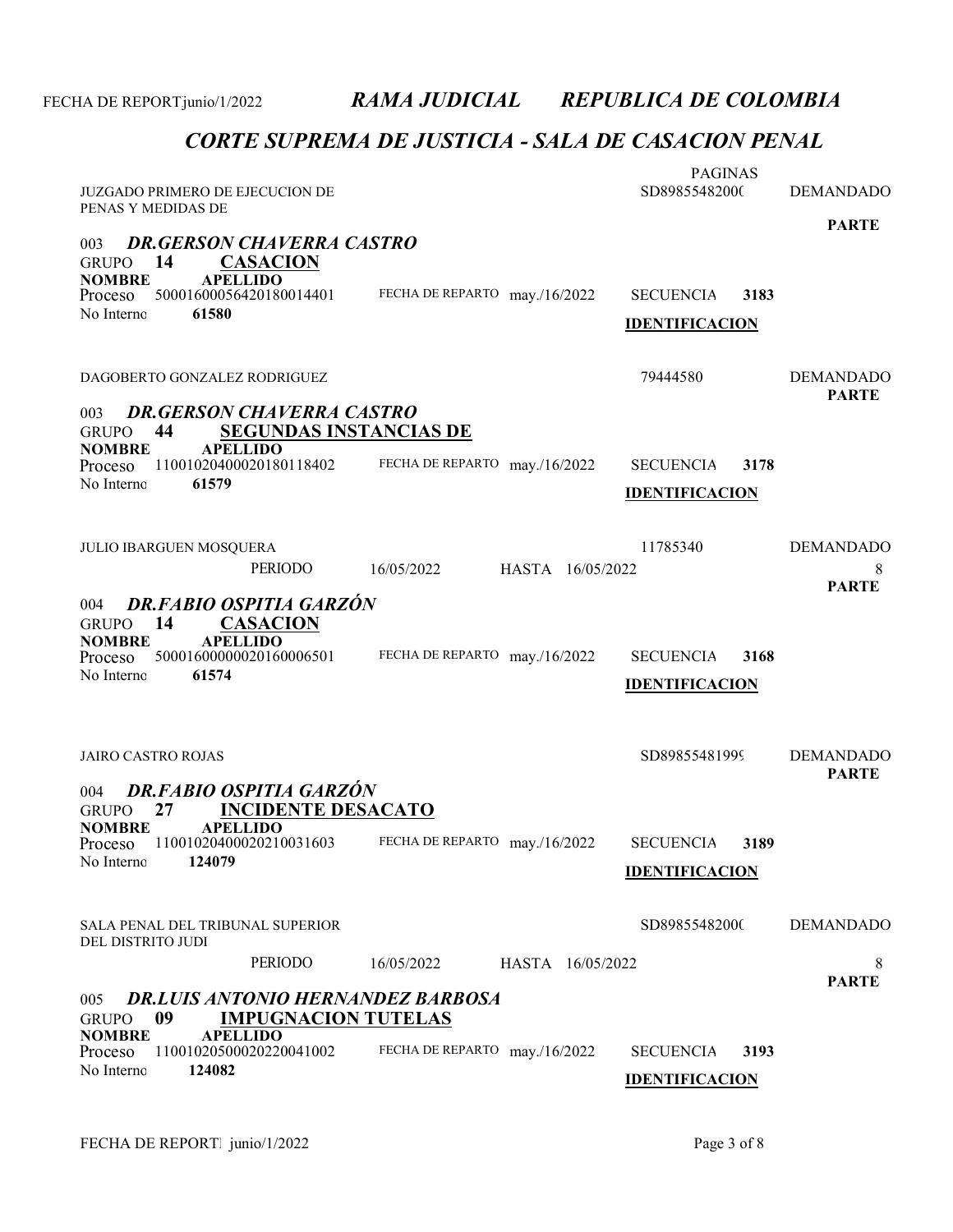## RAMA JUDICIAL REPUBLICA DE COLOMBIA

## CORTE SUPREMA DE JUSTICIA - SALA DE CASACION PENAL

FECHA DE REPORT junio/1/2022

PAGINAS

JUZGADO PRIMERO DE EJECUCION DE PENAS Y MEDIDAS DE | SD89855482000 | DEMANDADO

**PARTE**

003 ***DR.GERSON CHAVERRA CASTRO***

GRUPO **14** **CASACION**

**NOMBRE** **APELLIDO**

Proceso 50001600056420180014401 | FECHA DE REPARTO may./16/2022 | SECUENCIA **3183**

No Interno **61580** | **IDENTIFICACION**

DAGOBERTO GONZALEZ RODRIGUEZ | 79444580 | DEMANDADO

**PARTE**

003 ***DR.GERSON CHAVERRA CASTRO***

GRUPO **44** **SEGUNDAS INSTANCIAS DE**

**NOMBRE** **APELLIDO**

Proceso 11001020400020180118402 | FECHA DE REPARTO may./16/2022 | SECUENCIA **3178**

No Interno **61579** | **IDENTIFICACION**

JULIO IBARGUEN MOSQUERA | 11785340 | DEMANDADO

PERIODO 16/05/2022 HASTA 16/05/2022 | 8

**PARTE**

004 ***DR.FABIO OSPITIA GARZÓN***

GRUPO **14** **CASACION**

**NOMBRE** **APELLIDO**

Proceso 50001600000020160006501 | FECHA DE REPARTO may./16/2022 | SECUENCIA **3168**

No Interno **61574** | **IDENTIFICACION**

JAIRO CASTRO ROJAS | SD89855481999 | DEMANDADO

**PARTE**

004 ***DR.FABIO OSPITIA GARZÓN***

GRUPO **27** **INCIDENTE DESACATO**

**NOMBRE** **APELLIDO**

Proceso 11001020400020210031603 | FECHA DE REPARTO may./16/2022 | SECUENCIA **3189**

No Interno **124079** | **IDENTIFICACION**

SALA PENAL DEL TRIBUNAL SUPERIOR DEL DISTRITO JUDI | SD89855482000 | DEMANDADO

PERIODO 16/05/2022 HASTA 16/05/2022 | 8

**PARTE**

005 ***DR.LUIS ANTONIO HERNANDEZ BARBOSA***

GRUPO **09** **IMPUGNACION TUTELAS**

**NOMBRE** **APELLIDO**

Proceso 11001020500020220041002 | FECHA DE REPARTO may./16/2022 | SECUENCIA **3193**

No Interno **124082** | **IDENTIFICACION**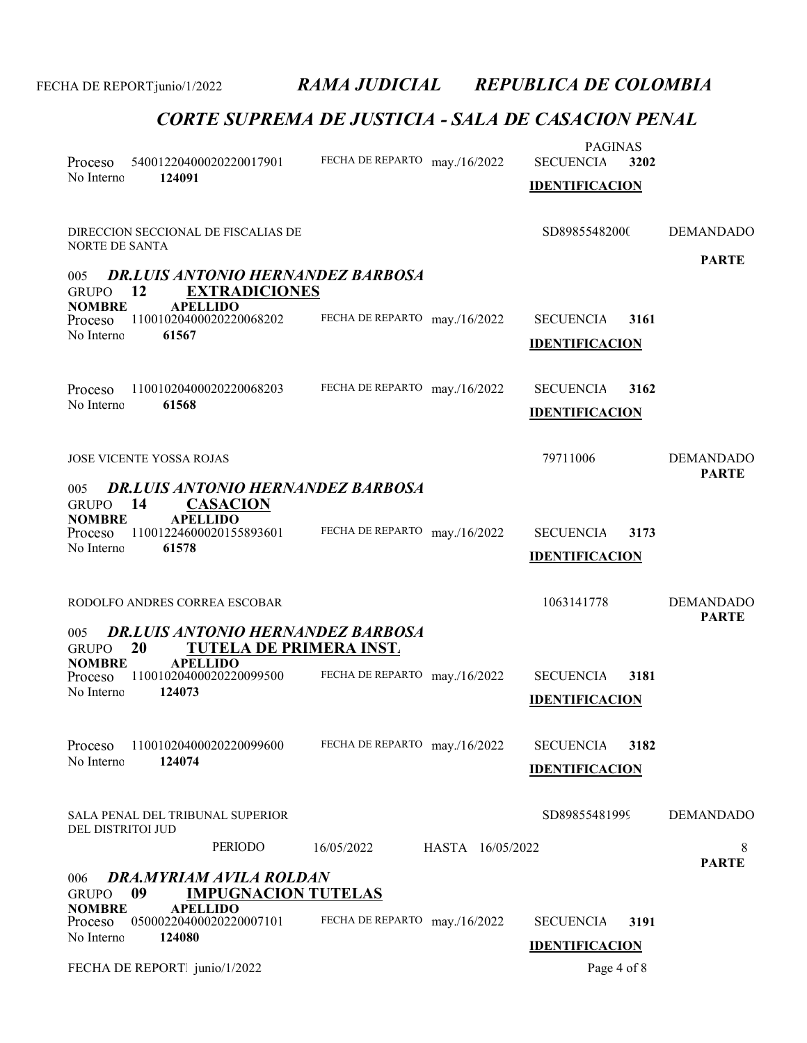PAGINAS

| Proceso | 54001220400020220017901 | FECHA DE REPARTO | may./16/2022 | SECUENCIA | 3202 |
|---|---|---|---|---|---|
| No Interno | **124091** | | | **IDENTIFICACION** | |

DIRECCION SECCIONAL DE FISCALIAS DE NORTE DE SANTA — SD89855482000 — DEMANDADO

**PARTE**

005 ***DR.LUIS ANTONIO HERNANDEZ BARBOSA***

GRUPO **12** **EXTRADICIONES**

**NOMBRE** **APELLIDO**

| Proceso | 11001020400020220068202 | FECHA DE REPARTO | may./16/2022 | SECUENCIA | 3161 |
|---|---|---|---|---|---|
| No Interno | **61567** | | | **IDENTIFICACION** | |

| Proceso | 11001020400020220068203 | FECHA DE REPARTO | may./16/2022 | SECUENCIA | 3162 |
|---|---|---|---|---|---|
| No Interno | **61568** | | | **IDENTIFICACION** | |

JOSE VICENTE YOSSA ROJAS — 79711006 — DEMANDADO **PARTE**

005 ***DR.LUIS ANTONIO HERNANDEZ BARBOSA***

GRUPO **14** **CASACION**

**NOMBRE** **APELLIDO**

| Proceso | 11001224600020155893601 | FECHA DE REPARTO | may./16/2022 | SECUENCIA | 3173 |
|---|---|---|---|---|---|
| No Interno | **61578** | | | **IDENTIFICACION** | |

RODOLFO ANDRES CORREA ESCOBAR — 1063141778 — DEMANDADO **PARTE**

005 ***DR.LUIS ANTONIO HERNANDEZ BARBOSA***

GRUPO **20** **TUTELA DE PRIMERA INST.**

**NOMBRE** **APELLIDO**

| Proceso | 11001020400020220099500 | FECHA DE REPARTO | may./16/2022 | SECUENCIA | 3181 |
|---|---|---|---|---|---|
| No Interno | **124073** | | | **IDENTIFICACION** | |

| Proceso | 11001020400020220099600 | FECHA DE REPARTO | may./16/2022 | SECUENCIA | 3182 |
|---|---|---|---|---|---|
| No Interno | **124074** | | | **IDENTIFICACION** | |

SALA PENAL DEL TRIBUNAL SUPERIOR DEL DISTRITOI JUD — SD89855481999 — DEMANDADO

PERIODO 16/05/2022 HASTA 16/05/2022 — 8

**PARTE**

006 ***DRA.MYRIAM AVILA ROLDAN***

GRUPO **09** **IMPUGNACION TUTELAS**

**NOMBRE** **APELLIDO**

| Proceso | 05000220400020220007101 | FECHA DE REPARTO | may./16/2022 | SECUENCIA | 3191 |
|---|---|---|---|---|---|
| No Interno | **124080** | | | **IDENTIFICACION** | |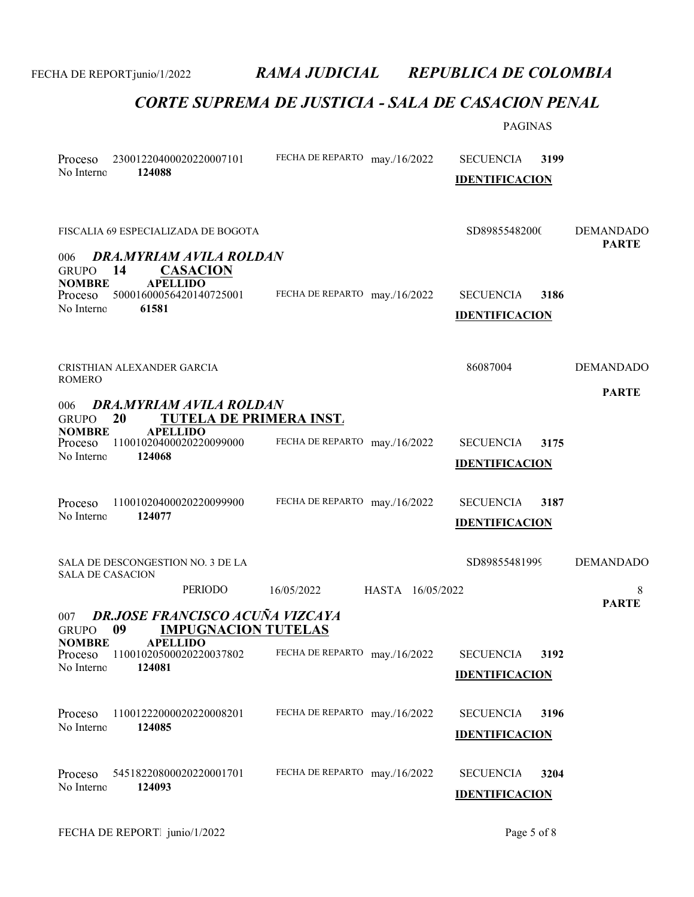FECHA DE REPORT junio/1/2022

## *RAMA JUDICIAL — REPUBLICA DE COLOMBIA*

## *CORTE SUPREMA DE JUSTICIA - SALA DE CASACION PENAL*

PAGINAS

Proceso 23001220400020220007101 — FECHA DE REPARTO may./16/2022 — SECUENCIA **3199**
No Interno **124088**
**IDENTIFICACION**

| | | |
|---|---|---|
| FISCALIA 69 ESPECIALIZADA DE BOGOTA | SD8985548200( | DEMANDADO **PARTE** |

006 ***DRA.MYRIAM AVILA ROLDAN***
GRUPO **14** **CASACION**
**NOMBRE** **APELLIDO**

Proceso 50001600056420140725001 — FECHA DE REPARTO may./16/2022 — SECUENCIA **3186**
No Interno **61581**
**IDENTIFICACION**

| | | |
|---|---|---|
| CRISTHIAN ALEXANDER GARCIA ROMERO | 86087004 | DEMANDADO **PARTE** |

006 ***DRA.MYRIAM AVILA ROLDAN***
GRUPO **20** **TUTELA DE PRIMERA INST.**
**NOMBRE** **APELLIDO**

Proceso 11001020400020220099000 — FECHA DE REPARTO may./16/2022 — SECUENCIA **3175**
No Interno **124068**
**IDENTIFICACION**

Proceso 11001020400020220099900 — FECHA DE REPARTO may./16/2022 — SECUENCIA **3187**
No Interno **124077**
**IDENTIFICACION**

| | | |
|---|---|---|
| SALA DE DESCONGESTION NO. 3 DE LA SALA DE CASACION | SD8985548199( | DEMANDADO **PARTE** |

PERIODO 16/05/2022 HASTA 16/05/2022 — 8

007 ***DR.JOSE FRANCISCO ACUÑA VIZCAYA***
GRUPO **09** **IMPUGNACION TUTELAS**
**NOMBRE** **APELLIDO**

Proceso 11001020500020220037802 — FECHA DE REPARTO may./16/2022 — SECUENCIA **3192**
No Interno **124081**
**IDENTIFICACION**

Proceso 11001222000020220008201 — FECHA DE REPARTO may./16/2022 — SECUENCIA **3196**
No Interno **124085**
**IDENTIFICACION**

Proceso 54518220800020220001701 — FECHA DE REPARTO may./16/2022 — SECUENCIA **3204**
No Interno **124093**
**IDENTIFICACION**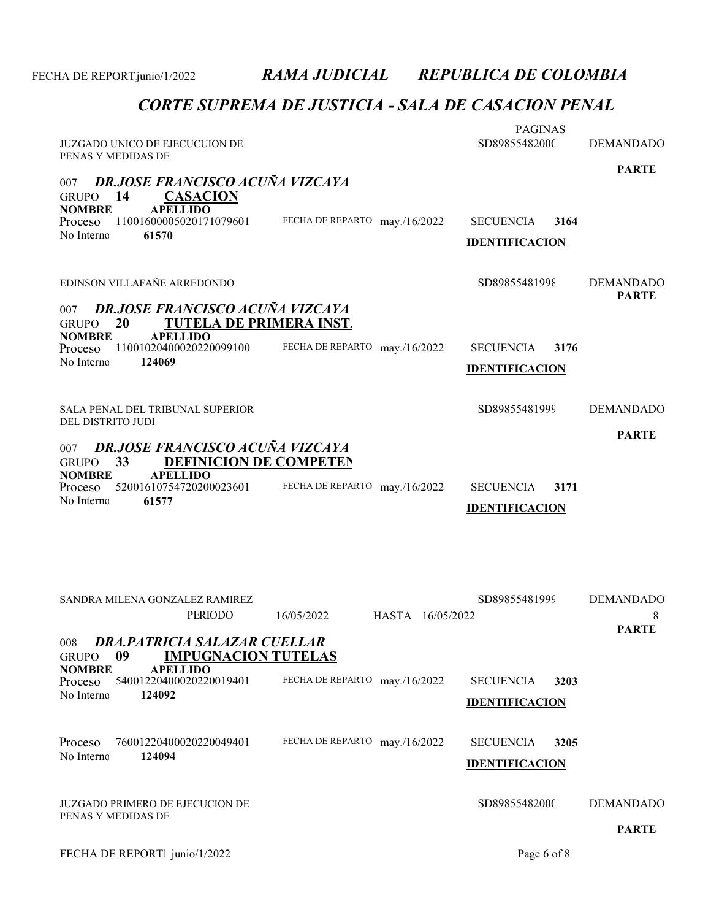## RAMA JUDICIAL REPUBLICA DE COLOMBIA

## CORTE SUPREMA DE JUSTICIA - SALA DE CASACION PENAL

PAGINAS

JUZGADO UNICO DE EJECUCUION DE PENAS Y MEDIDAS DE — SD89855482000 — DEMANDADO

PARTE

### 007 *DR.JOSE FRANCISCO ACUÑA VIZCAYA*

GRUPO **14** **CASACION**

**NOMBRE** **APELLIDO**

Proceso 11001600005020171079601 — FECHA DE REPARTO may./16/2022 — SECUENCIA **3164**

No Interno **61570** — **IDENTIFICACION**

EDINSON VILLAFAÑE ARREDONDO — SD89855481998 — DEMANDADO

PARTE

### 007 *DR.JOSE FRANCISCO ACUÑA VIZCAYA*

GRUPO **20** **TUTELA DE PRIMERA INST.**

**NOMBRE** **APELLIDO**

Proceso 11001020400020220099100 — FECHA DE REPARTO may./16/2022 — SECUENCIA **3176**

No Interno **124069** — **IDENTIFICACION**

SALA PENAL DEL TRIBUNAL SUPERIOR DEL DISTRITO JUDI — SD89855481999 — DEMANDADO

PARTE

### 007 *DR.JOSE FRANCISCO ACUÑA VIZCAYA*

GRUPO **33** **DEFINICION DE COMPETEN**

**NOMBRE** **APELLIDO**

Proceso 52001610754720200023601 — FECHA DE REPARTO may./16/2022 — SECUENCIA **3171**

No Interno **61577** — **IDENTIFICACION**

SANDRA MILENA GONZALEZ RAMIREZ — SD89855481999 — DEMANDADO

PERIODO 16/05/2022 HASTA 16/05/2022 — 8

PARTE

### 008 *DRA.PATRICIA SALAZAR CUELLAR*

GRUPO **09** **IMPUGNACION TUTELAS**

**NOMBRE** **APELLIDO**

Proceso 54001220400020220019401 — FECHA DE REPARTO may./16/2022 — SECUENCIA **3203**

No Interno **124092** — **IDENTIFICACION**

Proceso 76001220400020220049401 — FECHA DE REPARTO may./16/2022 — SECUENCIA **3205**

No Interno **124094** — **IDENTIFICACION**

JUZGADO PRIMERO DE EJECUCION DE PENAS Y MEDIDAS DE — SD89855482000 — DEMANDADO

PARTE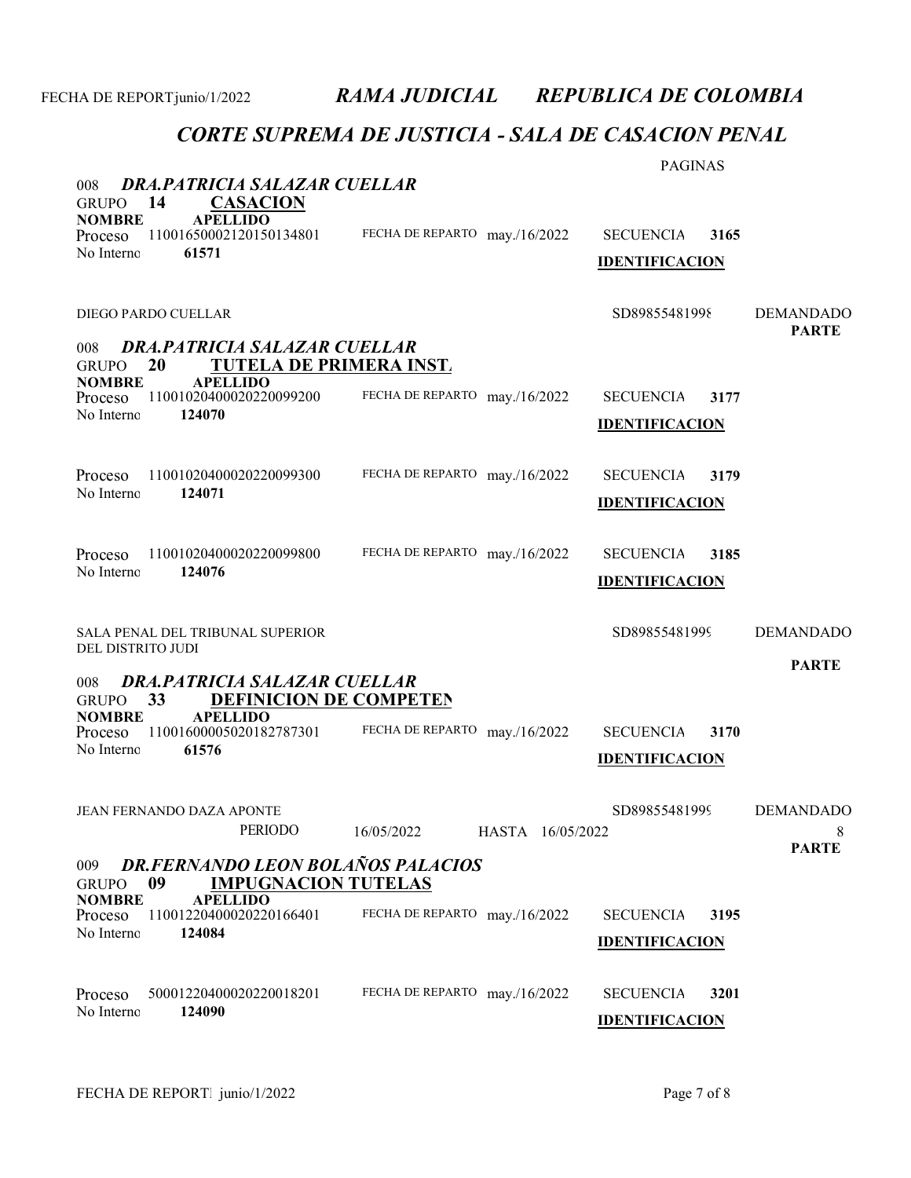# RAMA JUDICIAL REPUBLICA DE COLOMBIA

## CORTE SUPREMA DE JUSTICIA - SALA DE CASACION PENAL

PAGINAS

### 008 DRA.PATRICIA SALAZAR CUELLAR

**GRUPO 14 CASACION**

**NOMBRE APELLIDO**

Proceso 11001650002120150134801 FECHA DE REPARTO may./16/2022 SECUENCIA **3165**

No Interno **61571** **IDENTIFICACION**

DIEGO PARDO CUELLAR SD89855481998 DEMANDADO

**PARTE**

### 008 DRA.PATRICIA SALAZAR CUELLAR

**GRUPO 20 TUTELA DE PRIMERA INST.**

**NOMBRE APELLIDO**

Proceso 11001020400020220099200 FECHA DE REPARTO may./16/2022 SECUENCIA **3177**

No Interno **124070** **IDENTIFICACION**

Proceso 11001020400020220099300 FECHA DE REPARTO may./16/2022 SECUENCIA **3179**

No Interno **124071** **IDENTIFICACION**

Proceso 11001020400020220099800 FECHA DE REPARTO may./16/2022 SECUENCIA **3185**

No Interno **124076** **IDENTIFICACION**

SALA PENAL DEL TRIBUNAL SUPERIOR DEL DISTRITO JUDI SD89855481999 DEMANDADO

**PARTE**

### 008 DRA.PATRICIA SALAZAR CUELLAR

**GRUPO 33 DEFINICION DE COMPETEN**

**NOMBRE APELLIDO**

Proceso 11001600005020182787301 FECHA DE REPARTO may./16/2022 SECUENCIA **3170**

No Interno **61576** **IDENTIFICACION**

JEAN FERNANDO DAZA APONTE SD89855481999 DEMANDADO

PERIODO 16/05/2022 HASTA 16/05/2022 8

**PARTE**

### 009 DR.FERNANDO LEON BOLAÑOS PALACIOS

**GRUPO 09 IMPUGNACION TUTELAS**

**NOMBRE APELLIDO**

Proceso 11001220400020220166401 FECHA DE REPARTO may./16/2022 SECUENCIA **3195**

No Interno **124084** **IDENTIFICACION**

Proceso 50001220400020220018201 FECHA DE REPARTO may./16/2022 SECUENCIA **3201**

No Interno **124090** **IDENTIFICACION**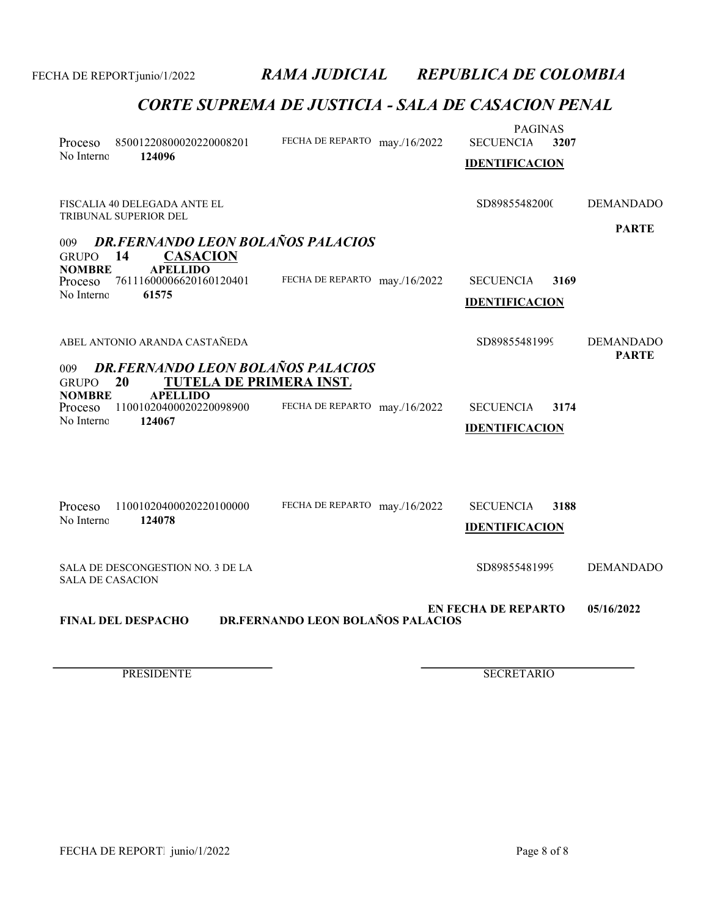FECHA DE REPORTjunio/1/2022 ***RAMA JUDICIAL REPUBLICA DE COLOMBIA***

## *CORTE SUPREMA DE JUSTICIA - SALA DE CASACION PENAL*

PAGINAS

Proceso 85001220800020220008201 FECHA DE REPARTO may./16/2022 SECUENCIA **3207**

No Interno **124096** **IDENTIFICACION**

FISCALIA 40 DELEGADA ANTE EL TRIBUNAL SUPERIOR DEL SD89855482000 DEMANDADO

**PARTE**

009 ***DR.FERNANDO LEON BOLAÑOS PALACIOS***

GRUPO **14** **CASACION**

**NOMBRE** **APELLIDO**

Proceso 76111600006620160120401 FECHA DE REPARTO may./16/2022 SECUENCIA **3169**

No Interno **61575** **IDENTIFICACION**

ABEL ANTONIO ARANDA CASTAÑEDA SD89855481999 DEMANDADO

**PARTE**

009 ***DR.FERNANDO LEON BOLAÑOS PALACIOS***

GRUPO **20** **TUTELA DE PRIMERA INST.**

**NOMBRE** **APELLIDO**

Proceso 11001020400020220098900 FECHA DE REPARTO may./16/2022 SECUENCIA **3174**

No Interno **124067** **IDENTIFICACION**

Proceso 11001020400020220100000 FECHA DE REPARTO may./16/2022 SECUENCIA **3188**

No Interno **124078** **IDENTIFICACION**

SALA DE DESCONGESTION NO. 3 DE LA SALA DE CASACION SD89855481999 DEMANDADO

**FINAL DEL DESPACHO** **DR.FERNANDO LEON BOLAÑOS PALACIOS** **EN FECHA DE REPARTO** **05/16/2022**

PRESIDENTE SECRETARIO